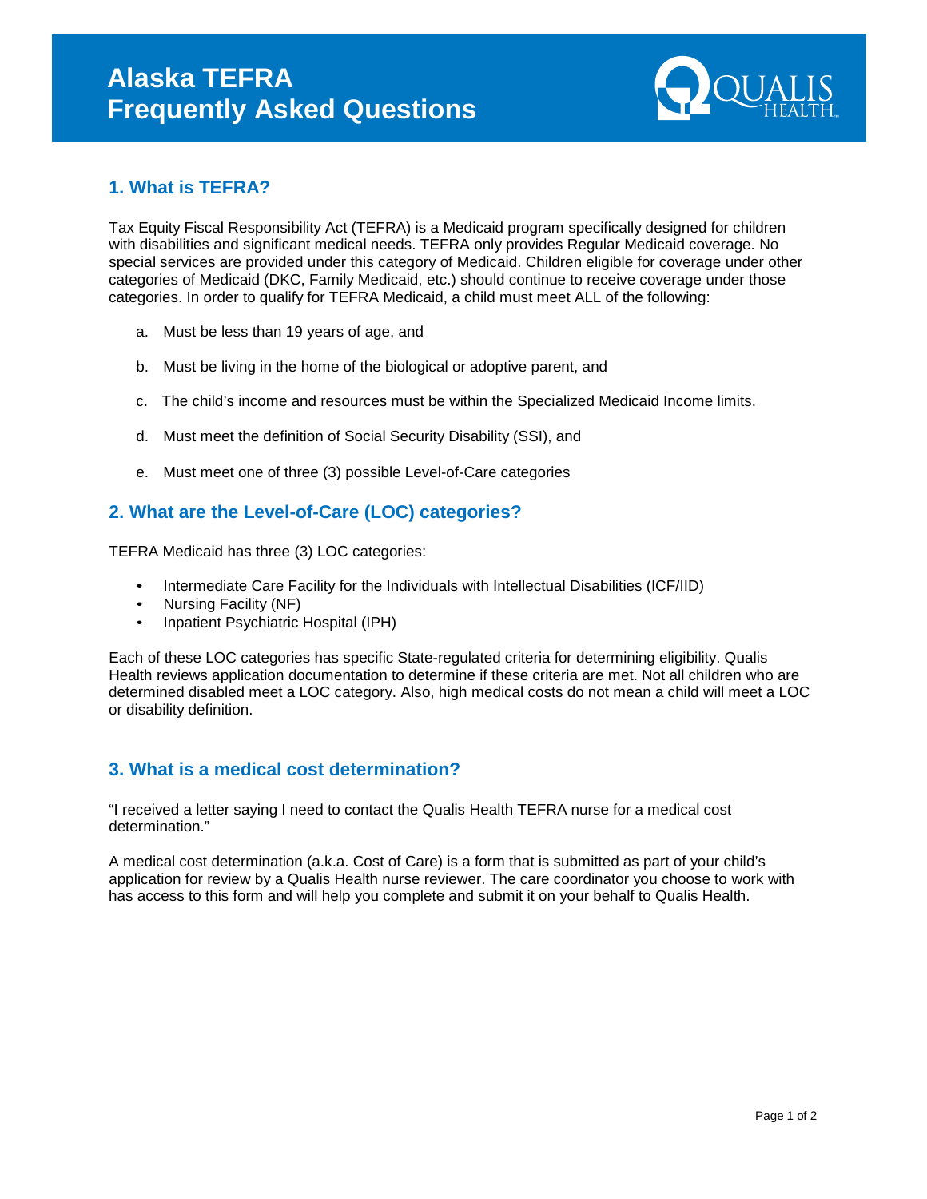# Alaska TEFRA Frequently Asked Questions

## 1. What is TEFRA?

Tax Equity Fiscal Responsibility Act (TEFRA) is a Medicaid program specifically designed for children with disabilities and significant medical needs. TEFRA only provides Regular Medicaid coverage. No special services are provided under this category of Medicaid. Children eligible for coverage under other categories of Medicaid (DKC, Family Medicaid, etc.) should continue to receive coverage under those categories. In order to qualify for TEFRA Medicaid, a child must meet ALL of the following:

a. Must be less than 19 years of age, and

b. Must be living in the home of the biological or adoptive parent, and

c. The child's income and resources must be within the Specialized Medicaid Income limits.

d. Must meet the definition of Social Security Disability (SSI), and

e. Must meet one of three (3) possible Level-of-Care categories

## 2. What are the Level-of-Care (LOC) categories?

TEFRA Medicaid has three (3) LOC categories:

- Intermediate Care Facility for the Individuals with Intellectual Disabilities (ICF/IID)
- Nursing Facility (NF)
- Inpatient Psychiatric Hospital (IPH)

Each of these LOC categories has specific State-regulated criteria for determining eligibility. Qualis Health reviews application documentation to determine if these criteria are met. Not all children who are determined disabled meet a LOC category. Also, high medical costs do not mean a child will meet a LOC or disability definition.

## 3. What is a medical cost determination?

"I received a letter saying I need to contact the Qualis Health TEFRA nurse for a medical cost determination."

A medical cost determination (a.k.a. Cost of Care) is a form that is submitted as part of your child's application for review by a Qualis Health nurse reviewer. The care coordinator you choose to work with has access to this form and will help you complete and submit it on your behalf to Qualis Health.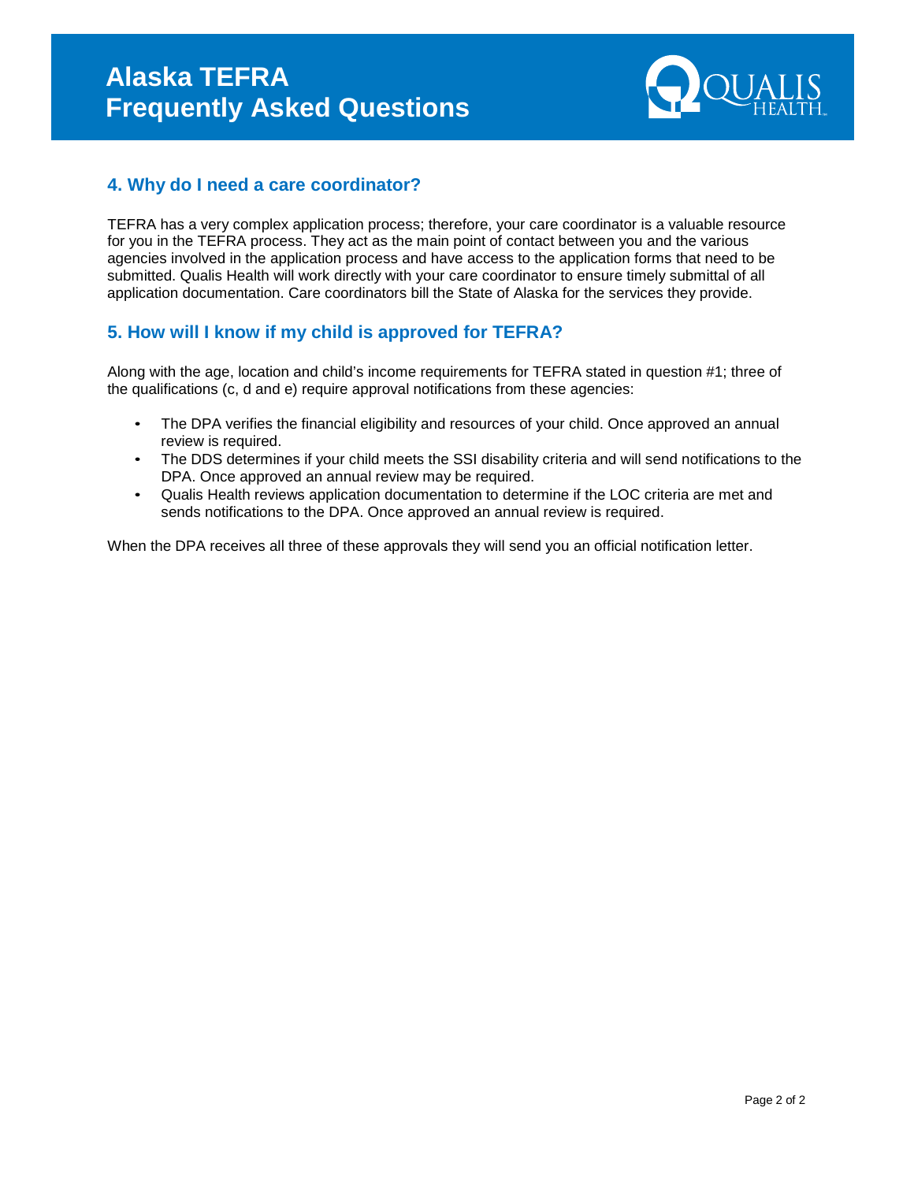# Alaska TEFRA Frequently Asked Questions

## 4. Why do I need a care coordinator?

TEFRA has a very complex application process; therefore, your care coordinator is a valuable resource for you in the TEFRA process. They act as the main point of contact between you and the various agencies involved in the application process and have access to the application forms that need to be submitted. Qualis Health will work directly with your care coordinator to ensure timely submittal of all application documentation. Care coordinators bill the State of Alaska for the services they provide.

## 5. How will I know if my child is approved for TEFRA?

Along with the age, location and child's income requirements for TEFRA stated in question #1; three of the qualifications (c, d and e) require approval notifications from these agencies:

- The DPA verifies the financial eligibility and resources of your child. Once approved an annual review is required.
- The DDS determines if your child meets the SSI disability criteria and will send notifications to the DPA. Once approved an annual review may be required.
- Qualis Health reviews application documentation to determine if the LOC criteria are met and sends notifications to the DPA. Once approved an annual review is required.

When the DPA receives all three of these approvals they will send you an official notification letter.